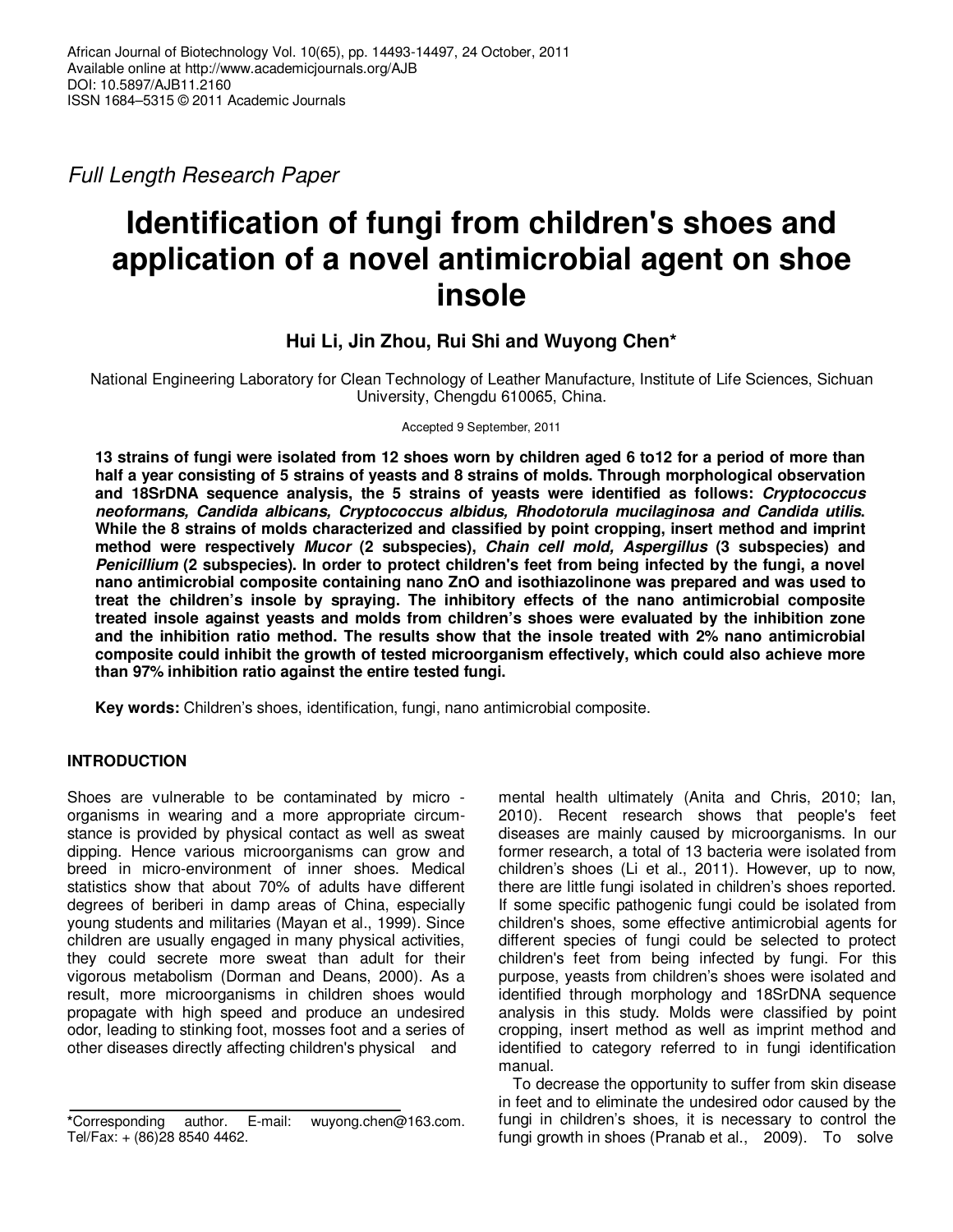Full Length Research Paper

# Identification of fungi from children's shoes and application of a novel antimicrobial agent on shoe insole

**Hui Li, Jin Zhou, Rui Shi and Wuyong Chen***

National Engineering Laboratory for Clean Technology of Leather Manufacture, Institute of Life Sciences, Sichuan University, Chengdu 610065, China.

Accepted 9 September, 2011

**13 strains of fungi were isolated from 12 shoes worn by children aged 6 to12 for a period of more than half a year consisting of 5 strains of yeasts and 8 strains of molds. Through morphological observation and 18SrDNA sequence analysis, the 5 strains of yeasts were identified as follows: *Cryptococcus neoformans, Candida albicans, Cryptococcus albidus, Rhodotorula mucilaginosa and Candida utilis*. While the 8 strains of molds characterized and classified by point cropping, insert method and imprint method were respectively *Mucor* (2 subspecies), *Chain cell mold, Aspergillus* (3 subspecies) and *Penicillium* (2 subspecies). In order to protect children's feet from being infected by the fungi, a novel nano antimicrobial composite containing nano ZnO and isothiazolinone was prepared and was used to treat the children's insole by spraying. The inhibitory effects of the nano antimicrobial composite treated insole against yeasts and molds from children's shoes were evaluated by the inhibition zone and the inhibition ratio method. The results show that the insole treated with 2% nano antimicrobial composite could inhibit the growth of tested microorganism effectively, which could also achieve more than 97% inhibition ratio against the entire tested fungi.**

**Key words:** Children's shoes, identification, fungi, nano antimicrobial composite.

## INTRODUCTION

Shoes are vulnerable to be contaminated by micro - organisms in wearing and a more appropriate circumstance is provided by physical contact as well as sweat dipping. Hence various microorganisms can grow and breed in micro-environment of inner shoes. Medical statistics show that about 70% of adults have different degrees of beriberi in damp areas of China, especially young students and militaries (Mayan et al., 1999). Since children are usually engaged in many physical activities, they could secrete more sweat than adult for their vigorous metabolism (Dorman and Deans, 2000). As a result, more microorganisms in children shoes would propagate with high speed and produce an undesired odor, leading to stinking foot, mosses foot and a series of other diseases directly affecting children's physical and mental health ultimately (Anita and Chris, 2010; Ian, 2010). Recent research shows that people's feet diseases are mainly caused by microorganisms. In our former research, a total of 13 bacteria were isolated from children's shoes (Li et al., 2011). However, up to now, there are little fungi isolated in children's shoes reported. If some specific pathogenic fungi could be isolated from children's shoes, some effective antimicrobial agents for different species of fungi could be selected to protect children's feet from being infected by fungi. For this purpose, yeasts from children's shoes were isolated and identified through morphology and 18SrDNA sequence analysis in this study. Molds were classified by point cropping, insert method as well as imprint method and identified to category referred to in fungi identification manual.

To decrease the opportunity to suffer from skin disease in feet and to eliminate the undesired odor caused by the fungi in children's shoes, it is necessary to control the fungi growth in shoes (Pranab et al., 2009). To solve

*Corresponding author. E-mail: wuyong.chen@163.com. Tel/Fax: + (86)28 8540 4462.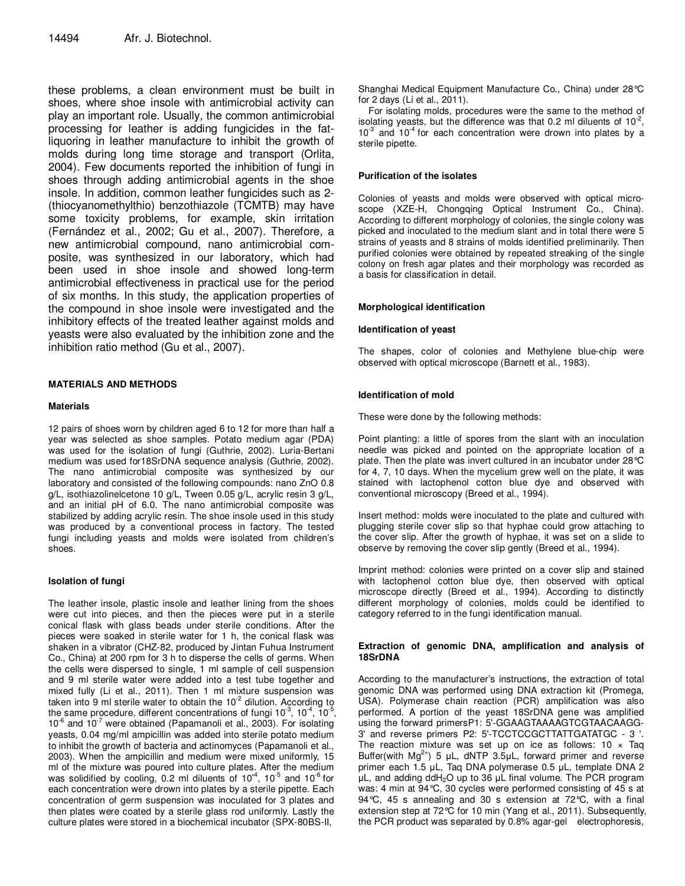these problems, a clean environment must be built in shoes, where shoe insole with antimicrobial activity can play an important role. Usually, the common antimicrobial processing for leather is adding fungicides in the fat-liquoring in leather manufacture to inhibit the growth of molds during long time storage and transport (Orlita, 2004). Few documents reported the inhibition of fungi in shoes through adding antimicrobial agents in the shoe insole. In addition, common leather fungicides such as 2-(thiocyanomethylthio) benzothiazole (TCMTB) may have some toxicity problems, for example, skin irritation (Fernández et al., 2002; Gu et al., 2007). Therefore, a new antimicrobial compound, nano antimicrobial composite, was synthesized in our laboratory, which had been used in shoe insole and showed long-term antimicrobial effectiveness in practical use for the period of six months. In this study, the application properties of the compound in shoe insole were investigated and the inhibitory effects of the treated leather against molds and yeasts were also evaluated by the inhibition zone and the inhibition ratio method (Gu et al., 2007).

## MATERIALS AND METHODS

### Materials

12 pairs of shoes worn by children aged 6 to 12 for more than half a year was selected as shoe samples. Potato medium agar (PDA) was used for the isolation of fungi (Guthrie, 2002). Luria-Bertani medium was used for18SrDNA sequence analysis (Guthrie, 2002). The nano antimicrobial composite was synthesized by our laboratory and consisted of the following compounds: nano ZnO 0.8 g/L, isothiazolinelcetone 10 g/L, Tween 0.05 g/L, acrylic resin 3 g/L, and an initial pH of 6.0. The nano antimicrobial composite was stabilized by adding acrylic resin. The shoe insole used in this study was produced by a conventional process in factory. The tested fungi including yeasts and molds were isolated from children's shoes.

### Isolation of fungi

The leather insole, plastic insole and leather lining from the shoes were cut into pieces, and then the pieces were put in a sterile conical flask with glass beads under sterile conditions. After the pieces were soaked in sterile water for 1 h, the conical flask was shaken in a vibrator (CHZ-82, produced by Jintan Fuhua Instrument Co., China) at 200 rpm for 3 h to disperse the cells of germs. When the cells were dispersed to single, 1 ml sample of cell suspension and 9 ml sterile water were added into a test tube together and mixed fully (Li et al., 2011). Then 1 ml mixture suspension was taken into 9 ml sterile water to obtain the $10^{-2}$ dilution. According to the same procedure, different concentrations of fungi $10^{-3}$, $10^{-4}$, $10^{-5}$, $10^{-6}$ and $10^{-7}$ were obtained (Papamanoli et al., 2003). For isolating yeasts, 0.04 mg/ml ampicillin was added into sterile potato medium to inhibit the growth of bacteria and actinomyces (Papamanoli et al., 2003). When the ampicillin and medium were mixed uniformly, 15 ml of the mixture was poured into culture plates. After the medium was solidified by cooling, 0.2 ml diluents of $10^{-4}$, $10^{-5}$ and $10^{-6}$ for each concentration were drown into plates by a sterile pipette. Each concentration of germ suspension was inoculated for 3 plates and then plates were coated by a sterile glass rod uniformly. Lastly the culture plates were stored in a biochemical incubator (SPX-80BS-II, Shanghai Medical Equipment Manufacture Co., China) under 28°C for 2 days (Li et al., 2011).

For isolating molds, procedures were the same to the method of isolating yeasts, but the difference was that 0.2 ml diluents of $10^{-2}$, $10^{-3}$ and $10^{-4}$ for each concentration were drown into plates by a sterile pipette.

### Purification of the isolates

Colonies of yeasts and molds were observed with optical microscope (XZE-H, Chongqing Optical Instrument Co., China). According to different morphology of colonies, the single colony was picked and inoculated to the medium slant and in total there were 5 strains of yeasts and 8 strains of molds identified preliminarily. Then purified colonies were obtained by repeated streaking of the single colony on fresh agar plates and their morphology was recorded as a basis for classification in detail.

### Morphological identification

#### Identification of yeast

The shapes, color of colonies and Methylene blue-chip were observed with optical microscope (Barnett et al., 1983).

#### Identification of mold

These were done by the following methods:

Point planting: a little of spores from the slant with an inoculation needle was picked and pointed on the appropriate location of a plate. Then the plate was invert cultured in an incubator under 28°C for 4, 7, 10 days. When the mycelium grew well on the plate, it was stained with lactophenol cotton blue dye and observed with conventional microscopy (Breed et al., 1994).

Insert method: molds were inoculated to the plate and cultured with plugging sterile cover slip so that hyphae could grow attaching to the cover slip. After the growth of hyphae, it was set on a slide to observe by removing the cover slip gently (Breed et al., 1994).

Imprint method: colonies were printed on a cover slip and stained with lactophenol cotton blue dye, then observed with optical microscope directly (Breed et al., 1994). According to distinctly different morphology of colonies, molds could be identified to category referred to in the fungi identification manual.

### Extraction of genomic DNA, amplification and analysis of 18SrDNA

According to the manufacturer's instructions, the extraction of total genomic DNA was performed using DNA extraction kit (Promega, USA). Polymerase chain reaction (PCR) amplification was also performed. A portion of the yeast 18SrDNA gene was amplified using the forward primersP1: 5'-GGAAGTAAAAGTCGTAACAAGG-3' and reverse primers P2: 5'-TCCTCCGCTTATTGATATGC - 3 '. The reaction mixture was set up on ice as follows: 10 × Taq Buffer(with $Mg^{2+}$) 5 μL, dNTP 3.5μL, forward primer and reverse primer each 1.5 μL, Taq DNA polymerase 0.5 μL, template DNA 2 μL, and adding $ddH_2O$ up to 36 μL final volume. The PCR program was: 4 min at 94°C, 30 cycles were performed consisting of 45 s at 94°C, 45 s annealing and 30 s extension at 72°C, with a final extension step at 72°C for 10 min (Yang et al., 2011). Subsequently, the PCR product was separated by 0.8% agar-gel electrophoresis,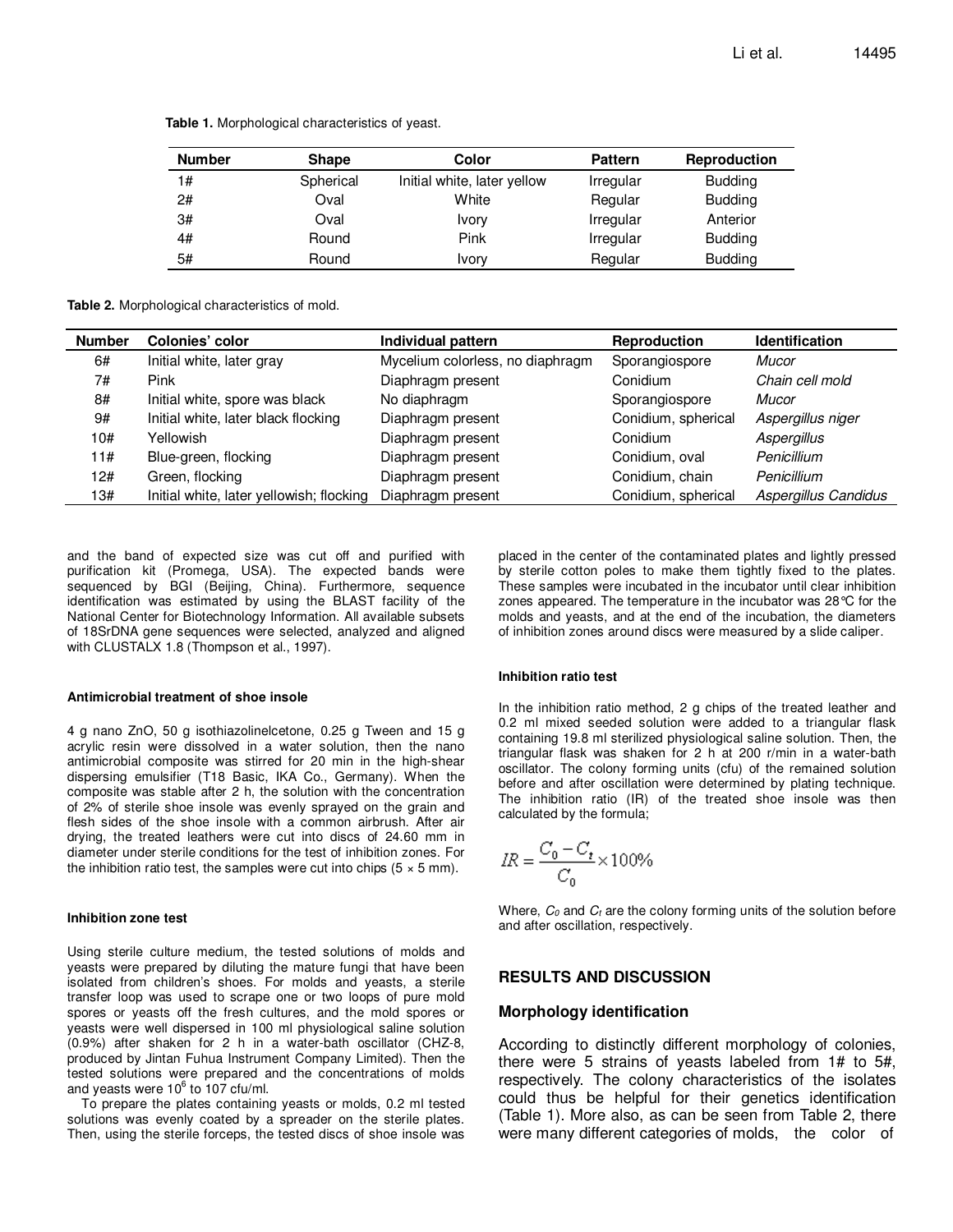**Table 1.** Morphological characteristics of yeast.

| Number | Shape | Color | Pattern | Reproduction |
|---|---|---|---|---|
| 1# | Spherical | Initial white, later yellow | Irregular | Budding |
| 2# | Oval | White | Regular | Budding |
| 3# | Oval | Ivory | Irregular | Anterior |
| 4# | Round | Pink | Irregular | Budding |
| 5# | Round | Ivory | Regular | Budding |

**Table 2.** Morphological characteristics of mold.

| Number | Colonies' color | Individual pattern | Reproduction | Identification |
|---|---|---|---|---|
| 6# | Initial white, later gray | Mycelium colorless, no diaphragm | Sporangiospore | *Mucor* |
| 7# | Pink | Diaphragm present | Conidium | *Chain cell mold* |
| 8# | Initial white, spore was black | No diaphragm | Sporangiospore | *Mucor* |
| 9# | Initial white, later black flocking | Diaphragm present | Conidium, spherical | *Aspergillus niger* |
| 10# | Yellowish | Diaphragm present | Conidium | *Aspergillus* |
| 11# | Blue-green, flocking | Diaphragm present | Conidium, oval | *Penicillium* |
| 12# | Green, flocking | Diaphragm present | Conidium, chain | *Penicillium* |
| 13# | Initial white, later yellowish; flocking | Diaphragm present | Conidium, spherical | *Aspergillus Candidus* |

and the band of expected size was cut off and purified with purification kit (Promega, USA). The expected bands were sequenced by BGI (Beijing, China). Furthermore, sequence identification was estimated by using the BLAST facility of the National Center for Biotechnology Information. All available subsets of 18SrDNA gene sequences were selected, analyzed and aligned with CLUSTALX 1.8 (Thompson et al., 1997).

#### Antimicrobial treatment of shoe insole

4 g nano ZnO, 50 g isothiazolinelcetone, 0.25 g Tween and 15 g acrylic resin were dissolved in a water solution, then the nano antimicrobial composite was stirred for 20 min in the high-shear dispersing emulsifier (T18 Basic, IKA Co., Germany). When the composite was stable after 2 h, the solution with the concentration of 2% of sterile shoe insole was evenly sprayed on the grain and flesh sides of the shoe insole with a common airbrush. After air drying, the treated leathers were cut into discs of 24.60 mm in diameter under sterile conditions for the test of inhibition zones. For the inhibition ratio test, the samples were cut into chips (5 × 5 mm).

#### Inhibition zone test

Using sterile culture medium, the tested solutions of molds and yeasts were prepared by diluting the mature fungi that have been isolated from children's shoes. For molds and yeasts, a sterile transfer loop was used to scrape one or two loops of pure mold spores or yeasts off the fresh cultures, and the mold spores or yeasts were well dispersed in 100 ml physiological saline solution (0.9%) after shaken for 2 h in a water-bath oscillator (CHZ-8, produced by Jintan Fuhua Instrument Company Limited). Then the tested solutions were prepared and the concentrations of molds and yeasts were $10^6$ to 107 cfu/ml.

To prepare the plates containing yeasts or molds, 0.2 ml tested solutions was evenly coated by a spreader on the sterile plates. Then, using the sterile forceps, the tested discs of shoe insole was placed in the center of the contaminated plates and lightly pressed by sterile cotton poles to make them tightly fixed to the plates. These samples were incubated in the incubator until clear inhibition zones appeared. The temperature in the incubator was 28°C for the molds and yeasts, and at the end of the incubation, the diameters of inhibition zones around discs were measured by a slide caliper.

#### Inhibition ratio test

In the inhibition ratio method, 2 g chips of the treated leather and 0.2 ml mixed seeded solution were added to a triangular flask containing 19.8 ml sterilized physiological saline solution. Then, the triangular flask was shaken for 2 h at 200 r/min in a water-bath oscillator. The colony forming units (cfu) of the remained solution before and after oscillation were determined by plating technique. The inhibition ratio (IR) of the treated shoe insole was then calculated by the formula;

$$IR = \frac{C_0 - C_t}{C_0} \times 100\%$$

Where, $C_0$ and $C_t$ are the colony forming units of the solution before and after oscillation, respectively.

## RESULTS AND DISCUSSION

### Morphology identification

According to distinctly different morphology of colonies, there were 5 strains of yeasts labeled from 1# to 5#, respectively. The colony characteristics of the isolates could thus be helpful for their genetics identification (Table 1). More also, as can be seen from Table 2, there were many different categories of molds, the color of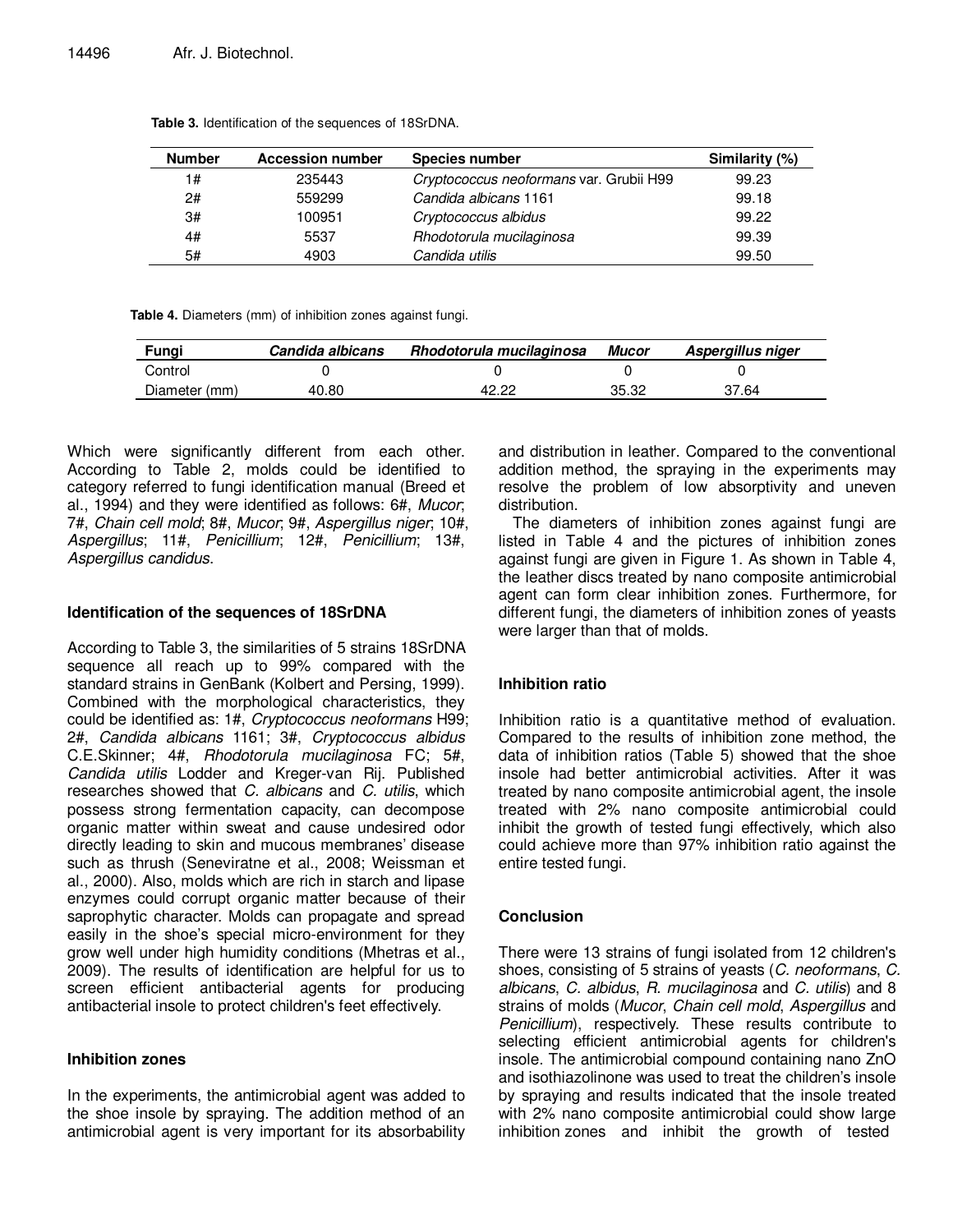**Table 3.** Identification of the sequences of 18SrDNA.

| Number | Accession number | Species number | Similarity (%) |
|---|---|---|---|
| 1# | 235443 | *Cryptococcus neoformans* var. Grubii H99 | 99.23 |
| 2# | 559299 | *Candida albicans* 1161 | 99.18 |
| 3# | 100951 | *Cryptococcus albidus* | 99.22 |
| 4# | 5537 | *Rhodotorula mucilaginosa* | 99.39 |
| 5# | 4903 | *Candida utilis* | 99.50 |

**Table 4.** Diameters (mm) of inhibition zones against fungi.

| Fungi | *Candida albicans* | *Rhodotorula mucilaginosa* | *Mucor* | *Aspergillus niger* |
|---|---|---|---|---|
| Control | 0 | 0 | 0 | 0 |
| Diameter (mm) | 40.80 | 42.22 | 35.32 | 37.64 |

Which were significantly different from each other. According to Table 2, molds could be identified to category referred to fungi identification manual (Breed et al., 1994) and they were identified as follows: 6#, *Mucor*; 7#, *Chain cell mold*; 8#, *Mucor*; 9#, *Aspergillus niger*; 10#, *Aspergillus*; 11#, *Penicillium*; 12#, *Penicillium*; 13#, *Aspergillus candidus*.

## Identification of the sequences of 18SrDNA

According to Table 3, the similarities of 5 strains 18SrDNA sequence all reach up to 99% compared with the standard strains in GenBank (Kolbert and Persing, 1999). Combined with the morphological characteristics, they could be identified as: 1#, *Cryptococcus neoformans* H99; 2#, *Candida albicans* 1161; 3#, *Cryptococcus albidus* C.E.Skinner; 4#, *Rhodotorula mucilaginosa* FC; 5#, *Candida utilis* Lodder and Kreger-van Rij. Published researches showed that *C. albicans* and *C. utilis*, which possess strong fermentation capacity, can decompose organic matter within sweat and cause undesired odor directly leading to skin and mucous membranes' disease such as thrush (Seneviratne et al., 2008; Weissman et al., 2000). Also, molds which are rich in starch and lipase enzymes could corrupt organic matter because of their saprophytic character. Molds can propagate and spread easily in the shoe's special micro-environment for they grow well under high humidity conditions (Mhetras et al., 2009). The results of identification are helpful for us to screen efficient antibacterial agents for producing antibacterial insole to protect children's feet effectively.

## Inhibition zones

In the experiments, the antimicrobial agent was added to the shoe insole by spraying. The addition method of an antimicrobial agent is very important for its absorbability and distribution in leather. Compared to the conventional addition method, the spraying in the experiments may resolve the problem of low absorptivity and uneven distribution.

The diameters of inhibition zones against fungi are listed in Table 4 and the pictures of inhibition zones against fungi are given in Figure 1. As shown in Table 4, the leather discs treated by nano composite antimicrobial agent can form clear inhibition zones. Furthermore, for different fungi, the diameters of inhibition zones of yeasts were larger than that of molds.

## Inhibition ratio

Inhibition ratio is a quantitative method of evaluation. Compared to the results of inhibition zone method, the data of inhibition ratios (Table 5) showed that the shoe insole had better antimicrobial activities. After it was treated by nano composite antimicrobial agent, the insole treated with 2% nano composite antimicrobial could inhibit the growth of tested fungi effectively, which also could achieve more than 97% inhibition ratio against the entire tested fungi.

## Conclusion

There were 13 strains of fungi isolated from 12 children's shoes, consisting of 5 strains of yeasts (*C. neoformans*, *C. albicans*, *C. albidus*, *R. mucilaginosa* and *C. utilis*) and 8 strains of molds (*Mucor*, *Chain cell mold*, *Aspergillus* and *Penicillium*), respectively. These results contribute to selecting efficient antimicrobial agents for children's insole. The antimicrobial compound containing nano ZnO and isothiazolinone was used to treat the children's insole by spraying and results indicated that the insole treated with 2% nano composite antimicrobial could show large inhibition zones and inhibit the growth of tested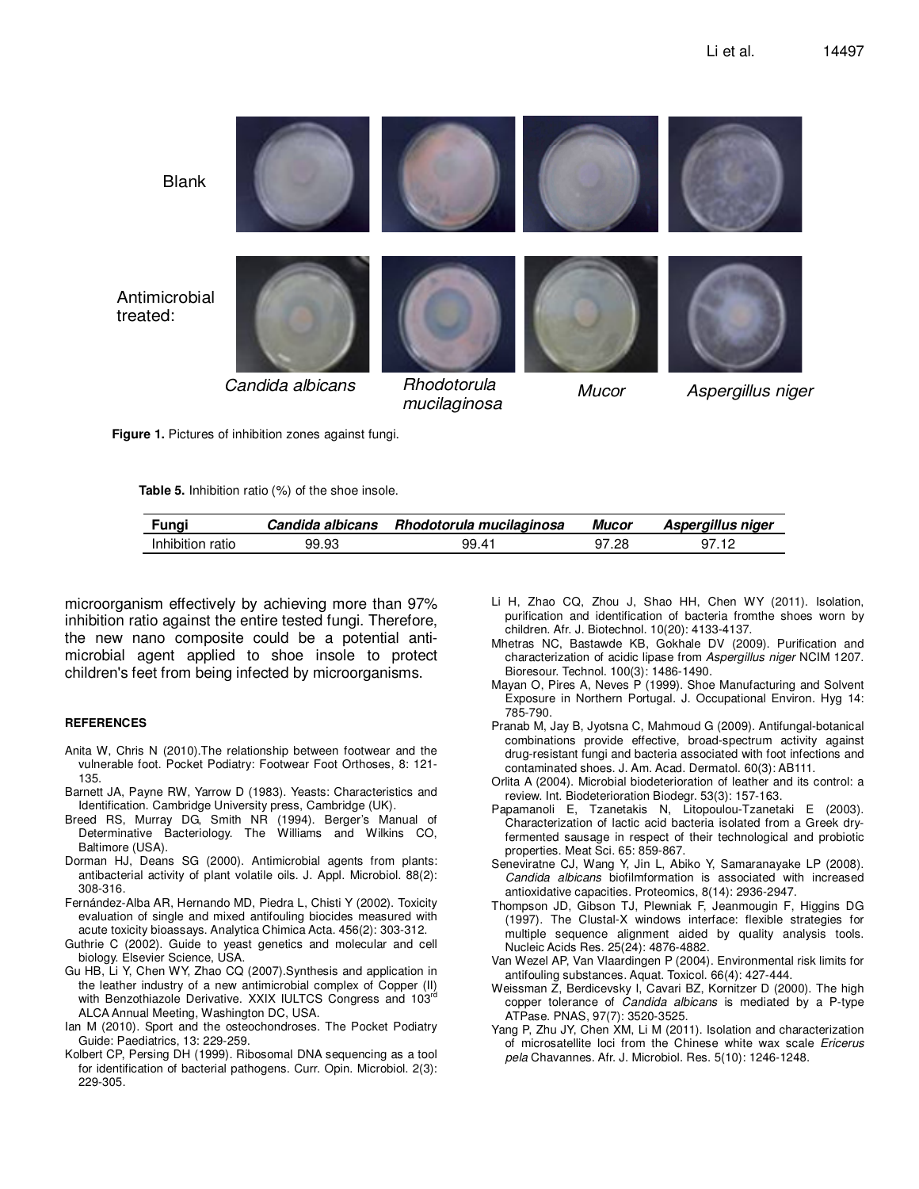Blank

Antimicrobial treated:

*Candida albicans* *Rhodotorula mucilaginosa* *Mucor* *Aspergillus niger*

**Figure 1.** Pictures of inhibition zones against fungi.

**Table 5.** Inhibition ratio (%) of the shoe insole.

| Fungi | *Candida albicans* | *Rhodotorula mucilaginosa* | *Mucor* | *Aspergillus niger* |
|---|---|---|---|---|
| Inhibition ratio | 99.93 | 99.41 | 97.28 | 97.12 |

microorganism effectively by achieving more than 97% inhibition ratio against the entire tested fungi. Therefore, the new nano composite could be a potential anti-microbial agent applied to shoe insole to protect children's feet from being infected by microorganisms.

## REFERENCES

Anita W, Chris N (2010).The relationship between footwear and the vulnerable foot. Pocket Podiatry: Footwear Foot Orthoses, 8: 121-135.

Barnett JA, Payne RW, Yarrow D (1983). Yeasts: Characteristics and Identification. Cambridge University press, Cambridge (UK).

Breed RS, Murray DG, Smith NR (1994). Berger's Manual of Determinative Bacteriology. The Williams and Wilkins CO, Baltimore (USA).

Dorman HJ, Deans SG (2000). Antimicrobial agents from plants: antibacterial activity of plant volatile oils. J. Appl. Microbiol. 88(2): 308-316.

Fernández-Alba AR, Hernando MD, Piedra L, Chisti Y (2002). Toxicity evaluation of single and mixed antifouling biocides measured with acute toxicity bioassays. Analytica Chimica Acta. 456(2): 303-312.

Guthrie C (2002). Guide to yeast genetics and molecular and cell biology. Elsevier Science, USA.

Gu HB, Li Y, Chen WY, Zhao CQ (2007).Synthesis and application in the leather industry of a new antimicrobial complex of Copper (II) with Benzothiazole Derivative. XXIX IULTCS Congress and 103rd ALCA Annual Meeting, Washington DC, USA.

Ian M (2010). Sport and the osteochondroses. The Pocket Podiatry Guide: Paediatrics, 13: 229-259.

Kolbert CP, Persing DH (1999). Ribosomal DNA sequencing as a tool for identification of bacterial pathogens. Curr. Opin. Microbiol. 2(3): 229-305.

Li H, Zhao CQ, Zhou J, Shao HH, Chen WY (2011). Isolation, purification and identification of bacteria fromthe shoes worn by children. Afr. J. Biotechnol. 10(20): 4133-4137.

Mhetras NC, Bastawde KB, Gokhale DV (2009). Purification and characterization of acidic lipase from *Aspergillus niger* NCIM 1207. Bioresour. Technol. 100(3): 1486-1490.

Mayan O, Pires A, Neves P (1999). Shoe Manufacturing and Solvent Exposure in Northern Portugal. J. Occupational Environ. Hyg 14: 785-790.

Pranab M, Jay B, Jyotsna C, Mahmoud G (2009). Antifungal-botanical combinations provide effective, broad-spectrum activity against drug-resistant fungi and bacteria associated with foot infections and contaminated shoes. J. Am. Acad. Dermatol. 60(3): AB111.

Orlita A (2004). Microbial biodeterioration of leather and its control: a review. Int. Biodeterioration Biodegr. 53(3): 157-163.

Papamanoli E, Tzanetakis N, Litopoulou-Tzanetaki E (2003). Characterization of lactic acid bacteria isolated from a Greek dry-fermented sausage in respect of their technological and probiotic properties. Meat Sci. 65: 859-867.

Seneviratne CJ, Wang Y, Jin L, Abiko Y, Samaranayake LP (2008). *Candida albicans* biofilmformation is associated with increased antioxidative capacities. Proteomics, 8(14): 2936-2947.

Thompson JD, Gibson TJ, Plewniak F, Jeanmougin F, Higgins DG (1997). The Clustal-X windows interface: flexible strategies for multiple sequence alignment aided by quality analysis tools. Nucleic Acids Res. 25(24): 4876-4882.

Van Wezel AP, Van Vlaardingen P (2004). Environmental risk limits for antifouling substances. Aquat. Toxicol. 66(4): 427-444.

Weissman Z, Berdicevsky I, Cavari BZ, Kornitzer D (2000). The high copper tolerance of *Candida albicans* is mediated by a P-type ATPase. PNAS, 97(7): 3520-3525.

Yang P, Zhu JY, Chen XM, Li M (2011). Isolation and characterization of microsatellite loci from the Chinese white wax scale *Ericerus pela* Chavannes. Afr. J. Microbiol. Res. 5(10): 1246-1248.